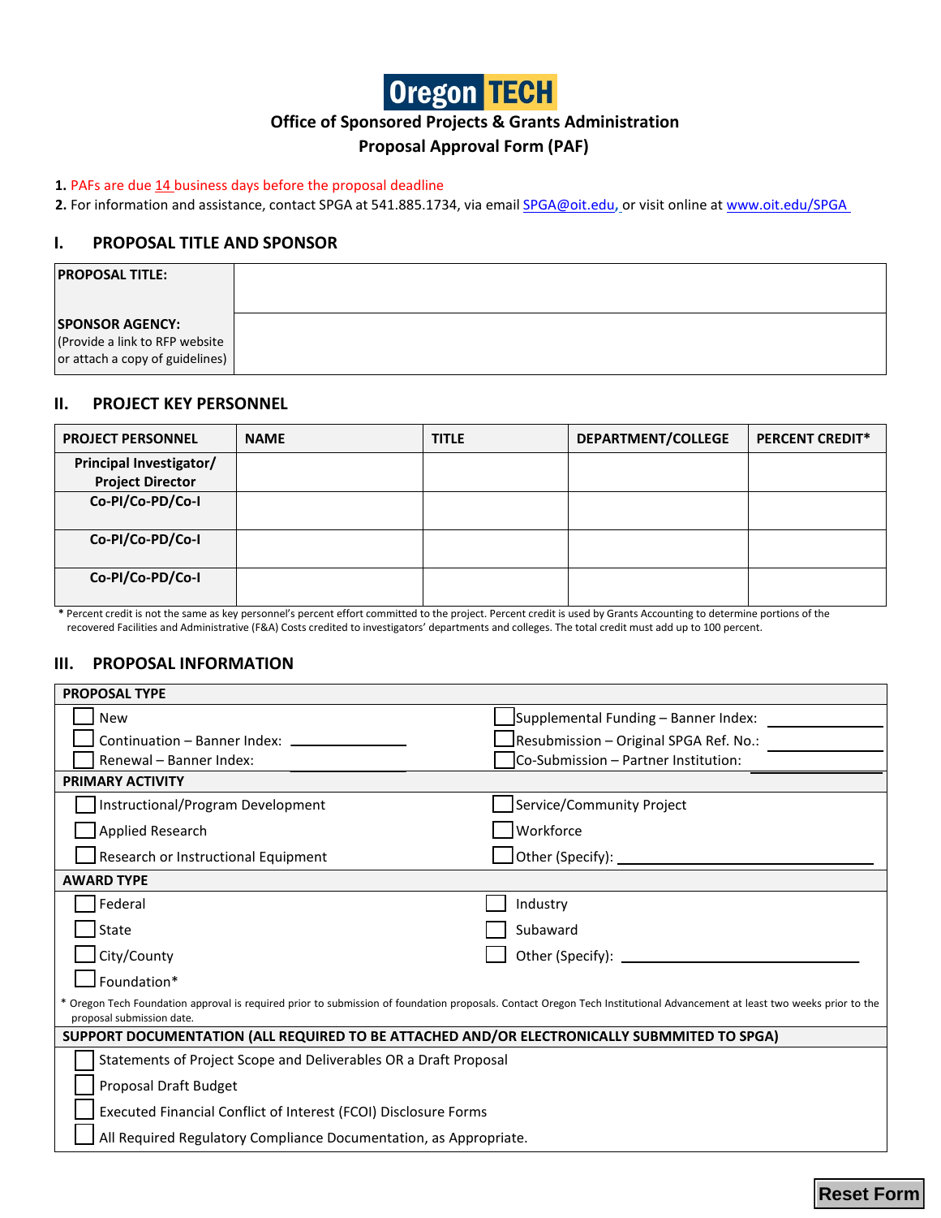# Oregon TECH

## Office of Sponsored Projects & Grants Administration
## Proposal Approval Form (PAF)

1. PAFs are due 14 business days before the proposal deadline
2. For information and assistance, contact SPGA at 541.885.1734, via email SPGA@oit.edu, or visit online at www.oit.edu/SPGA

## I. PROPOSAL TITLE AND SPONSOR

| | |
|---|---|
| **PROPOSAL TITLE:** | |
| **SPONSOR AGENCY:** (Provide a link to RFP website or attach a copy of guidelines) | |

## II. PROJECT KEY PERSONNEL

| PROJECT PERSONNEL | NAME | TITLE | DEPARTMENT/COLLEGE | PERCENT CREDIT* |
|---|---|---|---|---|
| **Principal Investigator/ Project Director** | | | | |
| **Co-PI/Co-PD/Co-I** | | | | |
| **Co-PI/Co-PD/Co-I** | | | | |
| **Co-PI/Co-PD/Co-I** | | | | |

* Percent credit is not the same as key personnel's percent effort committed to the project. Percent credit is used by Grants Accounting to determine portions of the recovered Facilities and Administrative (F&A) Costs credited to investigators' departments and colleges. The total credit must add up to 100 percent.

## III. PROPOSAL INFORMATION

**PROPOSAL TYPE**

- ☐ New
- ☐ Continuation – Banner Index: ______________
- ☐ Renewal – Banner Index: ______________
- ☐ Supplemental Funding – Banner Index: ______________
- ☐ Resubmission – Original SPGA Ref. No.: ______________
- ☐ Co-Submission – Partner Institution: ______________

**PRIMARY ACTIVITY**

- ☐ Instructional/Program Development
- ☐ Applied Research
- ☐ Research or Instructional Equipment
- ☐ Service/Community Project
- ☐ Workforce
- ☐ Other (Specify): ______________________________

**AWARD TYPE**

- ☐ Federal
- ☐ State
- ☐ City/County
- ☐ Foundation*
- ☐ Industry
- ☐ Subaward
- ☐ Other (Specify): ______________________________

* Oregon Tech Foundation approval is required prior to submission of foundation proposals. Contact Oregon Tech Institutional Advancement at least two weeks prior to the proposal submission date.

**SUPPORT DOCUMENTATION (ALL REQUIRED TO BE ATTACHED AND/OR ELECTRONICALLY SUBMMITED TO SPGA)**

- ☐ Statements of Project Scope and Deliverables OR a Draft Proposal
- ☐ Proposal Draft Budget
- ☐ Executed Financial Conflict of Interest (FCOI) Disclosure Forms
- ☐ All Required Regulatory Compliance Documentation, as Appropriate.

Reset Form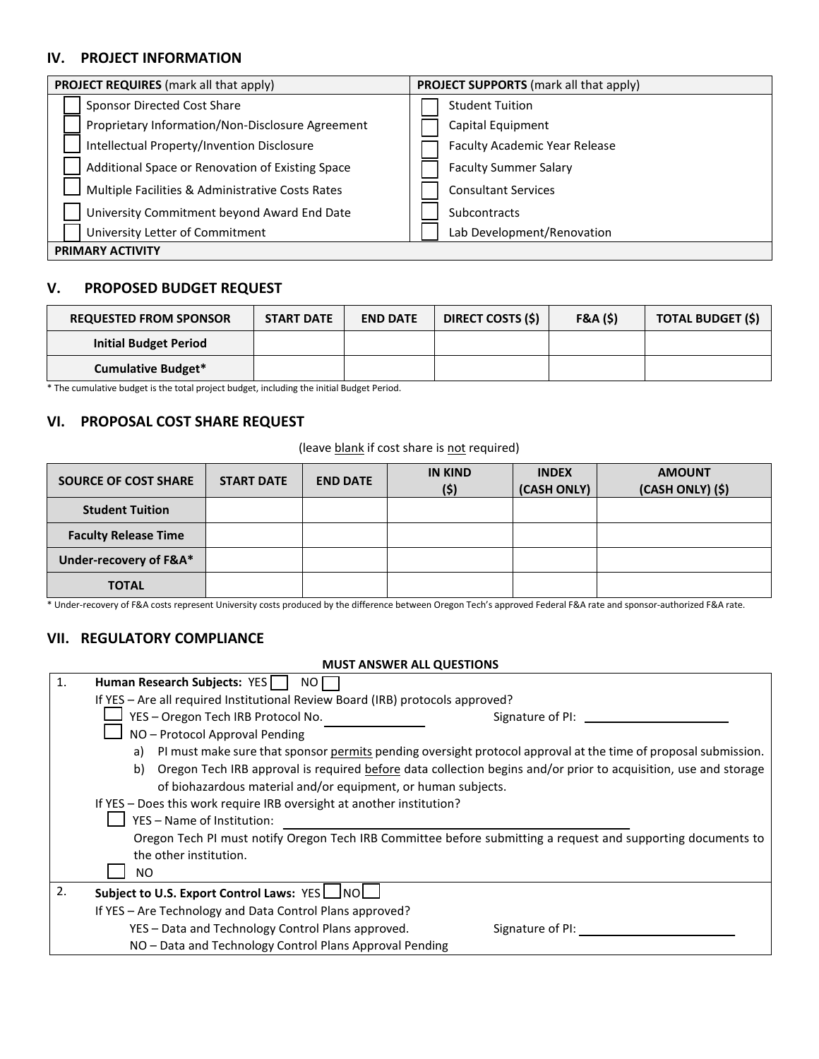## IV. PROJECT INFORMATION

| PROJECT REQUIRES (mark all that apply) | PROJECT SUPPORTS (mark all that apply) |
|---|---|
| ☐ Sponsor Directed Cost Share | ☐ Student Tuition |
| ☐ Proprietary Information/Non-Disclosure Agreement | ☐ Capital Equipment |
| ☐ Intellectual Property/Invention Disclosure | ☐ Faculty Academic Year Release |
| ☐ Additional Space or Renovation of Existing Space | ☐ Faculty Summer Salary |
| ☐ Multiple Facilities & Administrative Costs Rates | ☐ Consultant Services |
| ☐ University Commitment beyond Award End Date | ☐ Subcontracts |
| ☐ University Letter of Commitment | ☐ Lab Development/Renovation |
| **PRIMARY ACTIVITY** | |

## V. PROPOSED BUDGET REQUEST

| REQUESTED FROM SPONSOR | START DATE | END DATE | DIRECT COSTS ($) | F&A ($) | TOTAL BUDGET ($) |
|---|---|---|---|---|---|
| **Initial Budget Period** | | | | | |
| **Cumulative Budget*** | | | | | |

* The cumulative budget is the total project budget, including the initial Budget Period.

## VI. PROPOSAL COST SHARE REQUEST

(leave blank if cost share is not required)

| SOURCE OF COST SHARE | START DATE | END DATE | IN KIND ($) | INDEX (CASH ONLY) | AMOUNT (CASH ONLY) ($) |
|---|---|---|---|---|---|
| **Student Tuition** | | | | | |
| **Faculty Release Time** | | | | | |
| **Under-recovery of F&A*** | | | | | |
| **TOTAL** | | | | | |

* Under-recovery of F&A costs represent University costs produced by the difference between Oregon Tech's approved Federal F&A rate and sponsor-authorized F&A rate.

## VII. REGULATORY COMPLIANCE

**MUST ANSWER ALL QUESTIONS**

1. **Human Research Subjects:** YES ☐ NO ☐

   If YES – Are all required Institutional Review Board (IRB) protocols approved?

   ☐ YES – Oregon Tech IRB Protocol No. ____________ Signature of PI: ____________________

   ☐ NO – Protocol Approval Pending

   a) PI must make sure that sponsor permits pending oversight protocol approval at the time of proposal submission.
   b) Oregon Tech IRB approval is required before data collection begins and/or prior to acquisition, use and storage of biohazardous material and/or equipment, or human subjects.

   If YES – Does this work require IRB oversight at another institution?

   ☐ YES – Name of Institution: ________________________________________

   Oregon Tech PI must notify Oregon Tech IRB Committee before submitting a request and supporting documents to the other institution.

   ☐ NO

2. **Subject to U.S. Export Control Laws:** YES ☐ NO ☐

   If YES – Are Technology and Data Control Plans approved?

   YES – Data and Technology Control Plans approved. Signature of PI: ____________________

   NO – Data and Technology Control Plans Approval Pending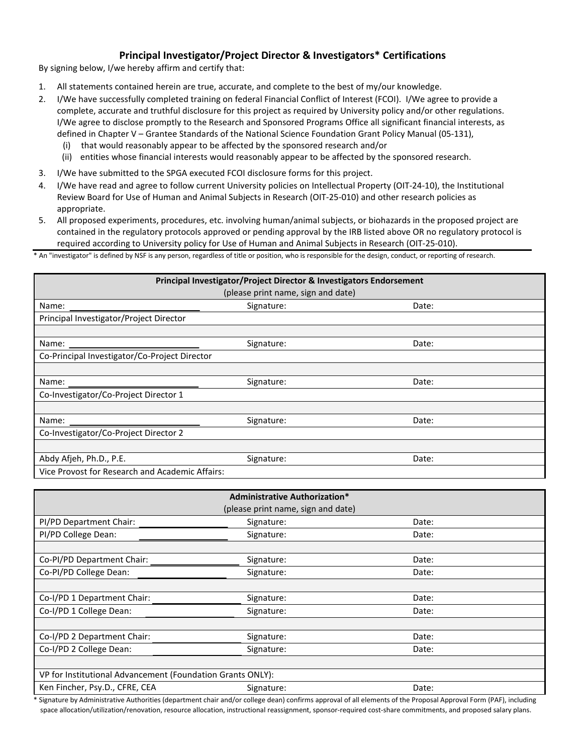## Principal Investigator/Project Director & Investigators* Certifications

By signing below, I/we hereby affirm and certify that:

1. All statements contained herein are true, accurate, and complete to the best of my/our knowledge.
2. I/We have successfully completed training on federal Financial Conflict of Interest (FCOI). I/We agree to provide a complete, accurate and truthful disclosure for this project as required by University policy and/or other regulations. I/We agree to disclose promptly to the Research and Sponsored Programs Office all significant financial interests, as defined in Chapter V – Grantee Standards of the National Science Foundation Grant Policy Manual (05-131),
   (i) that would reasonably appear to be affected by the sponsored research and/or
   (ii) entities whose financial interests would reasonably appear to be affected by the sponsored research.
3. I/We have submitted to the SPGA executed FCOI disclosure forms for this project.
4. I/We have read and agree to follow current University policies on Intellectual Property (OIT-24-10), the Institutional Review Board for Use of Human and Animal Subjects in Research (OIT-25-010) and other research policies as appropriate.
5. All proposed experiments, procedures, etc. involving human/animal subjects, or biohazards in the proposed project are contained in the regulatory protocols approved or pending approval by the IRB listed above OR no regulatory protocol is required according to University policy for Use of Human and Animal Subjects in Research (OIT-25-010).

* An "investigator" is defined by NSF is any person, regardless of title or position, who is responsible for the design, conduct, or reporting of research.

| **Principal Investigator/Project Director & Investigators Endorsement** (please print name, sign and date) | | |
|---|---|---|
| Name: ______________ | Signature: | Date: |
| Principal Investigator/Project Director | | |
| | | |
| Name: ______________ | Signature: | Date: |
| Co-Principal Investigator/Co-Project Director | | |
| | | |
| Name: ______________ | Signature: | Date: |
| Co-Investigator/Co-Project Director 1 | | |
| | | |
| Name: ______________ | Signature: | Date: |
| Co-Investigator/Co-Project Director 2 | | |
| | | |
| Abdy Afjeh, Ph.D., P.E. | Signature: | Date: |
| Vice Provost for Research and Academic Affairs: | | |

| **Administrative Authorization*** (please print name, sign and date) | | |
|---|---|---|
| PI/PD Department Chair: ______________ | Signature: | Date: |
| PI/PD College Dean: ______________ | Signature: | Date: |
| | | |
| Co-PI/PD Department Chair: ______________ | Signature: | Date: |
| Co-PI/PD College Dean: ______________ | Signature: | Date: |
| | | |
| Co-I/PD 1 Department Chair: ______________ | Signature: | Date: |
| Co-I/PD 1 College Dean: ______________ | Signature: | Date: |
| | | |
| Co-I/PD 2 Department Chair: ______________ | Signature: | Date: |
| Co-I/PD 2 College Dean: ______________ | Signature: | Date: |
| | | |
| VP for Institutional Advancement (Foundation Grants ONLY): | | |
| Ken Fincher, Psy.D., CFRE, CEA | Signature: | Date: |

* Signature by Administrative Authorities (department chair and/or college dean) confirms approval of all elements of the Proposal Approval Form (PAF), including space allocation/utilization/renovation, resource allocation, instructional reassignment, sponsor-required cost-share commitments, and proposed salary plans.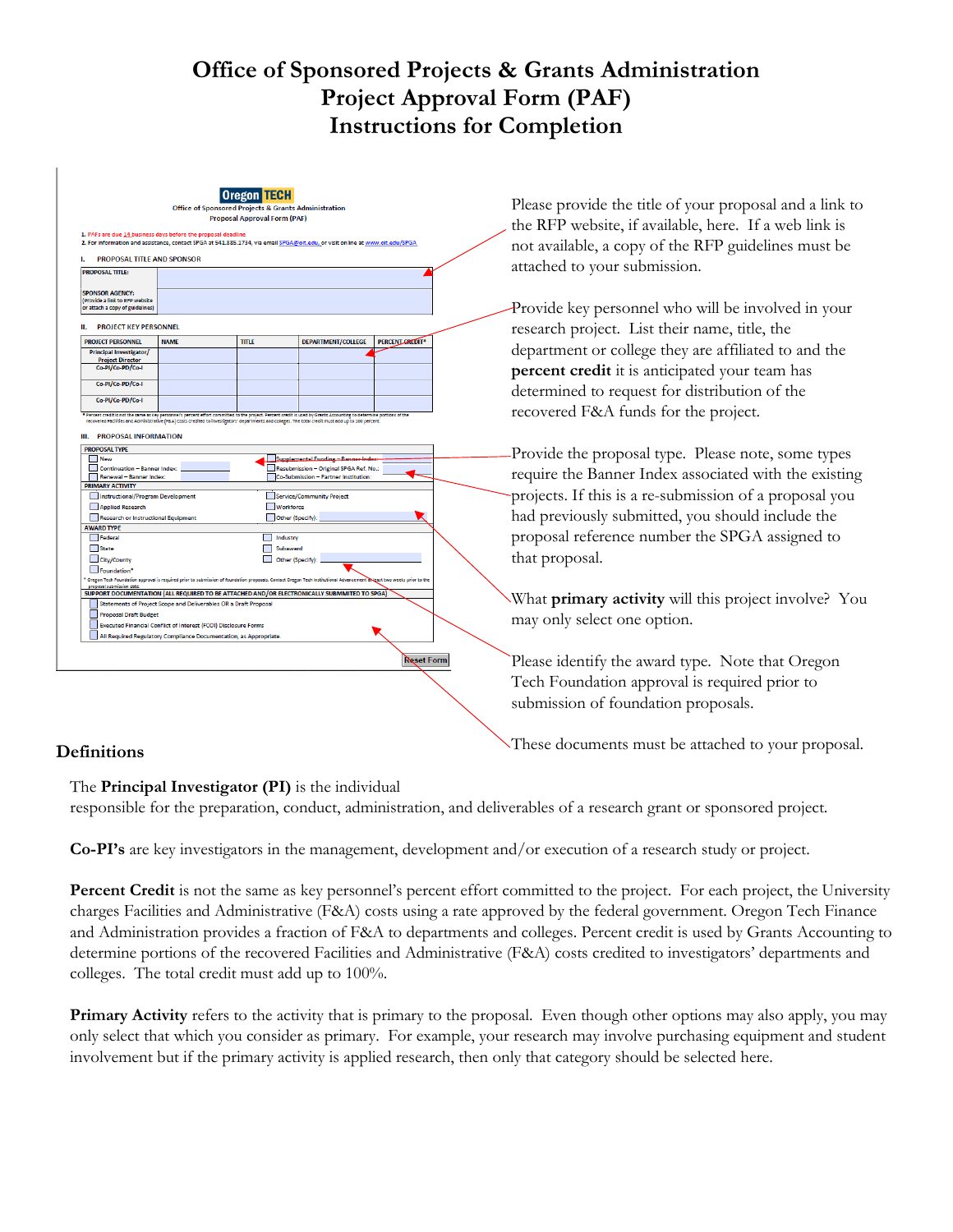# Office of Sponsored Projects & Grants Administration
# Project Approval Form (PAF)
# Instructions for Completion

Please provide the title of your proposal and a link to the RFP website, if available, here. If a web link is not available, a copy of the RFP guidelines must be attached to your submission.

Provide key personnel who will be involved in your research project. List their name, title, the department or college they are affiliated to and the **percent credit** it is anticipated your team has determined to request for distribution of the recovered F&A funds for the project.

Provide the proposal type. Please note, some types require the Banner Index associated with the existing projects. If this is a re-submission of a proposal you had previously submitted, you should include the proposal reference number the SPGA assigned to that proposal.

What **primary activity** will this project involve? You may only select one option.

Please identify the award type. Note that Oregon Tech Foundation approval is required prior to submission of foundation proposals.

These documents must be attached to your proposal.

## Definitions

The **Principal Investigator (PI)** is the individual responsible for the preparation, conduct, administration, and deliverables of a research grant or sponsored project.

**Co-PI's** are key investigators in the management, development and/or execution of a research study or project.

**Percent Credit** is not the same as key personnel's percent effort committed to the project. For each project, the University charges Facilities and Administrative (F&A) costs using a rate approved by the federal government. Oregon Tech Finance and Administration provides a fraction of F&A to departments and colleges. Percent credit is used by Grants Accounting to determine portions of the recovered Facilities and Administrative (F&A) costs credited to investigators' departments and colleges. The total credit must add up to 100%.

**Primary Activity** refers to the activity that is primary to the proposal. Even though other options may also apply, you may only select that which you consider as primary. For example, your research may involve purchasing equipment and student involvement but if the primary activity is applied research, then only that category should be selected here.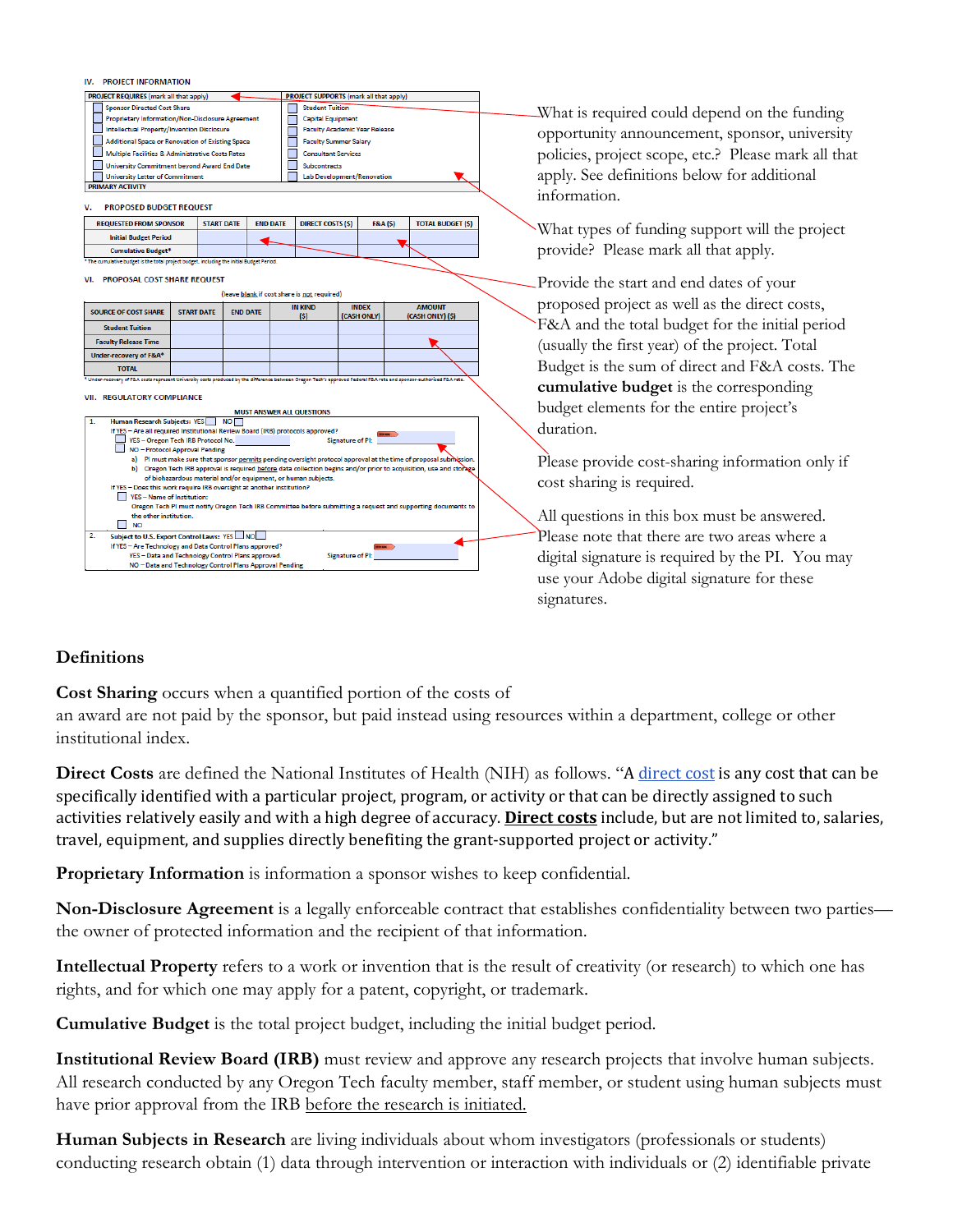### IV. PROJECT INFORMATION

| PROJECT REQUIRES (mark all that apply) | PROJECT SUPPORTS (mark all that apply) |
|---|---|
| Sponsor Directed Cost Share | Student Tuition |
| Proprietary Information/Non-Disclosure Agreement | Capital Equipment |
| Intellectual Property/Invention Disclosure | Faculty Academic Year Release |
| Additional Space or Renovation of Existing Space | Faculty Summer Salary |
| Multiple Facilities & Administrative Costs Rates | Consultant Services |
| University Commitment beyond Award End Date | Subcontracts |
| University Letter of Commitment | Lab Development/Renovation |
| PRIMARY ACTIVITY | |

What is required could depend on the funding opportunity announcement, sponsor, university policies, project scope, etc.? Please mark all that apply. See definitions below for additional information.

What types of funding support will the project provide? Please mark all that apply.

### V. PROPOSED BUDGET REQUEST

| REQUESTED FROM SPONSOR | START DATE | END DATE | DIRECT COSTS ($) | F&A ($) | TOTAL BUDGET ($) |
|---|---|---|---|---|---|
| Initial Budget Period | | | | | |
| Cumulative Budget* | | | | | |

* The cumulative budget is the total project budget, including the initial Budget Period.

Provide the start and end dates of your proposed project as well as the direct costs, F&A and the total budget for the initial period (usually the first year) of the project. Total Budget is the sum of direct and F&A costs. The **cumulative budget** is the corresponding budget elements for the entire project's duration.

### VI. PROPOSAL COST SHARE REQUEST

(leave blank if cost share is not required)

| SOURCE OF COST SHARE | START DATE | END DATE | IN KIND ($) | INDEX (CASH ONLY) | AMOUNT (CASH ONLY) ($) |
|---|---|---|---|---|---|
| Student Tuition | | | | | |
| Faculty Release Time | | | | | |
| Under-recovery of F&A* | | | | | |
| TOTAL | | | | | |

* Under-recovery of F&A costs represent University costs produced by the difference between Oregon Tech's approved Federal F&A rate and sponsor-authorized F&A rate.

Please provide cost-sharing information only if cost sharing is required.

### VII. REGULATORY COMPLIANCE

MUST ANSWER ALL QUESTIONS

1. Human Research Subjects: YES ☐ NO ☐
   If YES – Are all required Institutional Review Board (IRB) protocols approved?
   ☐ YES – Oregon Tech IRB Protocol No. ______ Signature of PI: ______
   ☐ NO – Protocol Approval Pending
   a) PI must make sure that sponsor permits pending oversight protocol approval at the time of proposal submission.
   b) Oregon Tech IRB approval is required before data collection begins and/or prior to acquisition, use and storage of biohazardous material and/or equipment, or human subjects.
   If YES – Does this work require IRB oversight at another institution?
   ☐ YES – Name of Institution:
   Oregon Tech PI must notify Oregon Tech IRB Committee before submitting a request and supporting documents to the other institution.
   ☐ NO
2. Subject to U.S. Export Control Laws: YES ☐ NO ☐
   If YES – Are Technology and Data Control Plans approved?
   YES – Data and Technology Control Plans approved. Signature of PI: ______
   NO – Data and Technology Control Plans Approval Pending

All questions in this box must be answered. Please note that there are two areas where a digital signature is required by the PI. You may use your Adobe digital signature for these signatures.

## Definitions

**Cost Sharing** occurs when a quantified portion of the costs of an award are not paid by the sponsor, but paid instead using resources within a department, college or other institutional index.

**Direct Costs** are defined the National Institutes of Health (NIH) as follows. "A direct cost is any cost that can be specifically identified with a particular project, program, or activity or that can be directly assigned to such activities relatively easily and with a high degree of accuracy. **Direct costs** include, but are not limited to, salaries, travel, equipment, and supplies directly benefiting the grant-supported project or activity."

**Proprietary Information** is information a sponsor wishes to keep confidential.

**Non-Disclosure Agreement** is a legally enforceable contract that establishes confidentiality between two parties—the owner of protected information and the recipient of that information.

**Intellectual Property** refers to a work or invention that is the result of creativity (or research) to which one has rights, and for which one may apply for a patent, copyright, or trademark.

**Cumulative Budget** is the total project budget, including the initial budget period.

**Institutional Review Board (IRB)** must review and approve any research projects that involve human subjects. All research conducted by any Oregon Tech faculty member, staff member, or student using human subjects must have prior approval from the IRB before the research is initiated.

**Human Subjects in Research** are living individuals about whom investigators (professionals or students) conducting research obtain (1) data through intervention or interaction with individuals or (2) identifiable private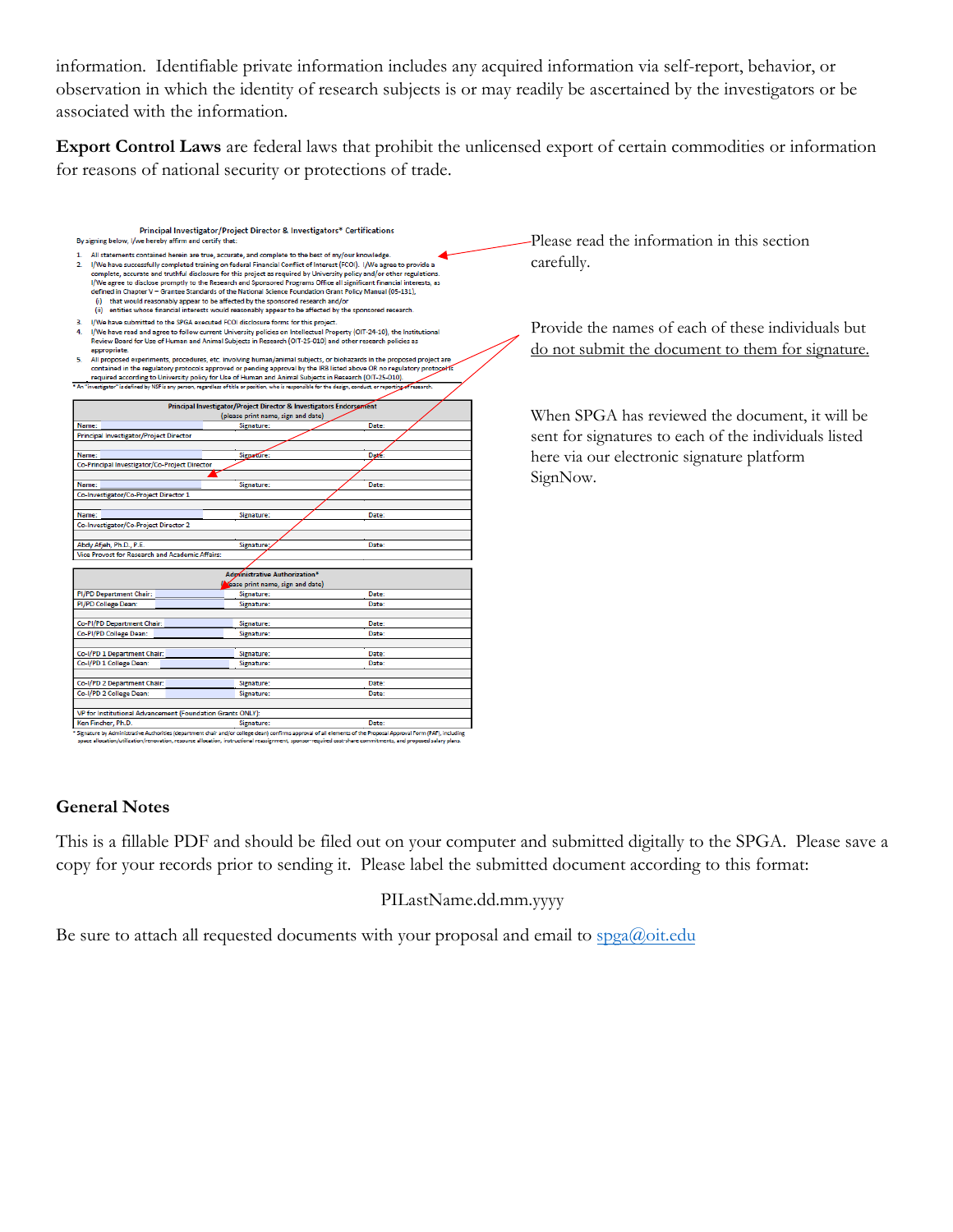information. Identifiable private information includes any acquired information via self-report, behavior, or observation in which the identity of research subjects is or may readily be ascertained by the investigators or be associated with the information.

**Export Control Laws** are federal laws that prohibit the unlicensed export of certain commodities or information for reasons of national security or protections of trade.

**Principal Investigator/Project Director & Investigators* Certifications**

By signing below, I/we hereby affirm and certify that:

1. All statements contained herein are true, accurate, and complete to the best of my/our knowledge.
2. I/We have successfully completed training on federal Financial Conflict of Interest (FCOI). I/We agree to provide a complete, accurate and truthful disclosure for this project as required by University policy and/or other regulations. I/We agree to disclose promptly to the Research and Sponsored Programs Office all significant financial interests, as defined in Chapter V – Grantee Standards of the National Science Foundation Grant Policy Manual (05-131),
   (i) that would reasonably appear to be affected by the sponsored research and/or
   (ii) entities whose financial interests would reasonably appear to be affected by the sponsored research.
3. I/We have submitted to the SPGA executed FCOI disclosure forms for this project.
4. I/We have read and agree to follow current University policies on Intellectual Property (OIT-24-10), the Institutional Review Board for Use of Human and Animal Subjects in Research (OIT-25-010) and other research policies as appropriate.
5. All proposed experiments, procedures, etc. involving human/animal subjects, or biohazards in the proposed project are contained in the regulatory protocols approved or pending approval by the IRB listed above OR no regulatory protocol is required according to University policy for Use of Human and Animal Subjects in Research (OIT-25-010).

* An "investigator" is defined by NSF is any person, regardless of title or position, who is responsible for the design, conduct, or reporting of research.

Please read the information in this section carefully.

| Principal Investigator/Project Director & Investigators Endorsement (please print name, sign and date) | | |
|---|---|---|
| Name: | Signature: | Date: |
| Principal Investigator/Project Director | | |
| Name: | Signature: | Date: |
| Co-Principal Investigator/Co-Project Director | | |
| Name: | Signature: | Date: |
| Co-Investigator/Co-Project Director 1 | | |
| Name: | Signature: | Date: |
| Co-Investigator/Co-Project Director 2 | | |
| Abdy Afjeh, Ph.D., P.E. | Signature: | Date: |
| Vice Provost for Research and Academic Affairs: | | |

| Administrative Authorization* (please print name, sign and date) | | |
|---|---|---|
| PI/PD Department Chair: | Signature: | Date: |
| PI/PD College Dean: | Signature: | Date: |
| Co-PI/PD Department Chair: | Signature: | Date: |
| Co-PI/PD College Dean: | Signature: | Date: |
| Co-I/PD 1 Department Chair: | Signature: | Date: |
| Co-I/PD 1 College Dean: | Signature: | Date: |
| Co-I/PD 2 Department Chair: | Signature: | Date: |
| Co-I/PD 2 College Dean: | Signature: | Date: |
| VP for Institutional Advancement (Foundation Grants ONLY): | | |
| Ken Fincher, Ph.D. | Signature: | Date: |

* Signature by Administrative Authorities (department chair and/or college dean) confirms approval of all elements of the Proposal Approval Form (PAF), including space allocation/utilization/renovation, resource allocation, instructional reassignment, sponsor-required cost share commitments, and proposed salary plans.

Provide the names of each of these individuals but do not submit the document to them for signature.

When SPGA has reviewed the document, it will be sent for signatures to each of the individuals listed here via our electronic signature platform SignNow.

## General Notes

This is a fillable PDF and should be filed out on your computer and submitted digitally to the SPGA. Please save a copy for your records prior to sending it. Please label the submitted document according to this format:

PILastName.dd.mm.yyyy

Be sure to attach all requested documents with your proposal and email to spga@oit.edu